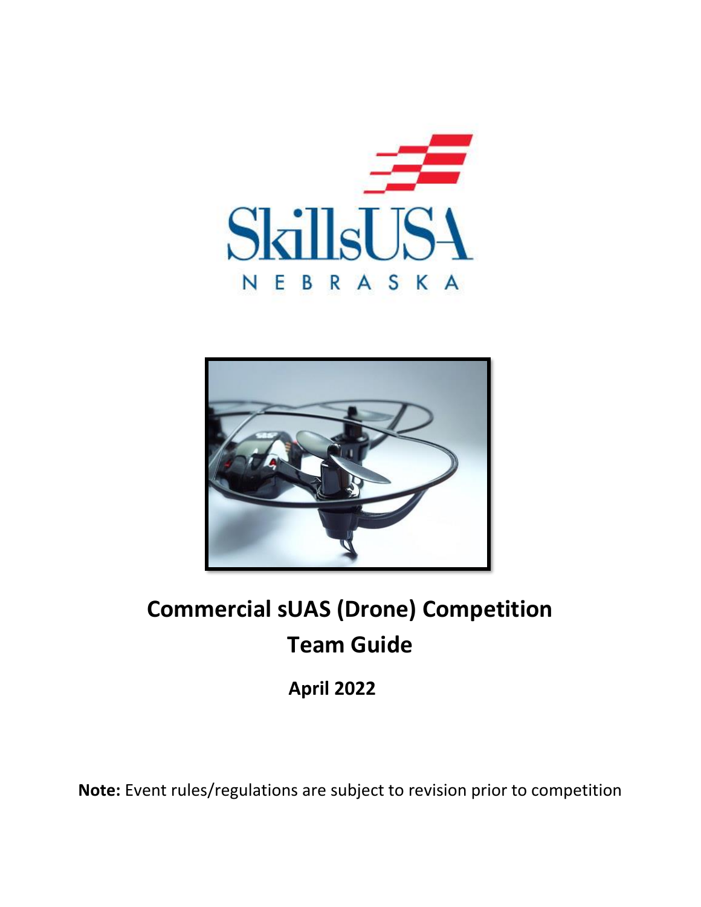SkillsUSA NEBRASKA

# Commercial sUAS (Drone) Competition
# Team Guide

**April 2022**

**Note:** Event rules/regulations are subject to revision prior to competition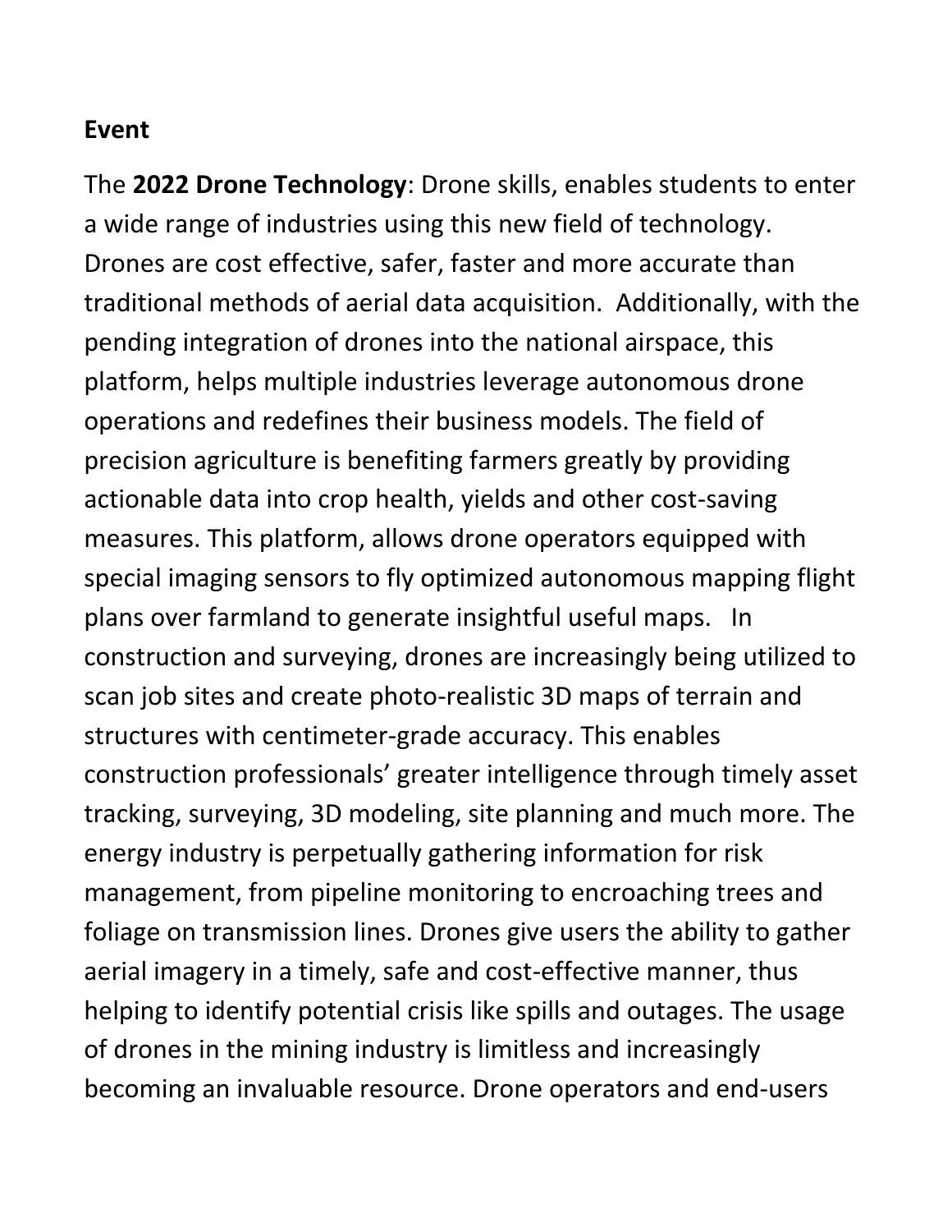**Event**

The **2022 Drone Technology**: Drone skills, enables students to enter a wide range of industries using this new field of technology. Drones are cost effective, safer, faster and more accurate than traditional methods of aerial data acquisition. Additionally, with the pending integration of drones into the national airspace, this platform, helps multiple industries leverage autonomous drone operations and redefines their business models. The field of precision agriculture is benefiting farmers greatly by providing actionable data into crop health, yields and other cost-saving measures. This platform, allows drone operators equipped with special imaging sensors to fly optimized autonomous mapping flight plans over farmland to generate insightful useful maps. In construction and surveying, drones are increasingly being utilized to scan job sites and create photo-realistic 3D maps of terrain and structures with centimeter-grade accuracy. This enables construction professionals' greater intelligence through timely asset tracking, surveying, 3D modeling, site planning and much more. The energy industry is perpetually gathering information for risk management, from pipeline monitoring to encroaching trees and foliage on transmission lines. Drones give users the ability to gather aerial imagery in a timely, safe and cost-effective manner, thus helping to identify potential crisis like spills and outages. The usage of drones in the mining industry is limitless and increasingly becoming an invaluable resource. Drone operators and end-users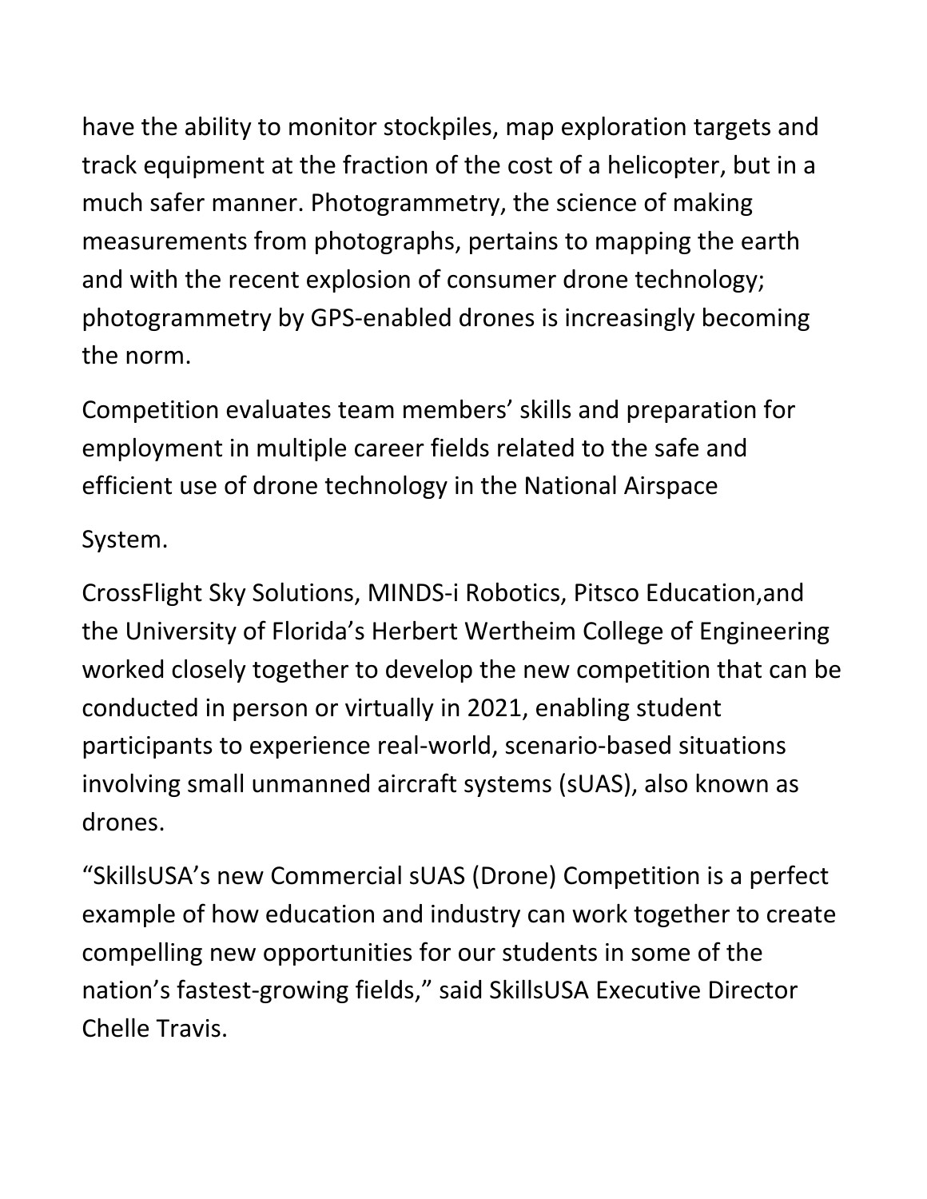have the ability to monitor stockpiles, map exploration targets and track equipment at the fraction of the cost of a helicopter, but in a much safer manner. Photogrammetry, the science of making measurements from photographs, pertains to mapping the earth and with the recent explosion of consumer drone technology; photogrammetry by GPS-enabled drones is increasingly becoming the norm.

Competition evaluates team members' skills and preparation for employment in multiple career fields related to the safe and efficient use of drone technology in the National Airspace

System.

CrossFlight Sky Solutions, MINDS-i Robotics, Pitsco Education,and the University of Florida's Herbert Wertheim College of Engineering worked closely together to develop the new competition that can be conducted in person or virtually in 2021, enabling student participants to experience real-world, scenario-based situations involving small unmanned aircraft systems (sUAS), also known as drones.

"SkillsUSA's new Commercial sUAS (Drone) Competition is a perfect example of how education and industry can work together to create compelling new opportunities for our students in some of the nation's fastest-growing fields," said SkillsUSA Executive Director Chelle Travis.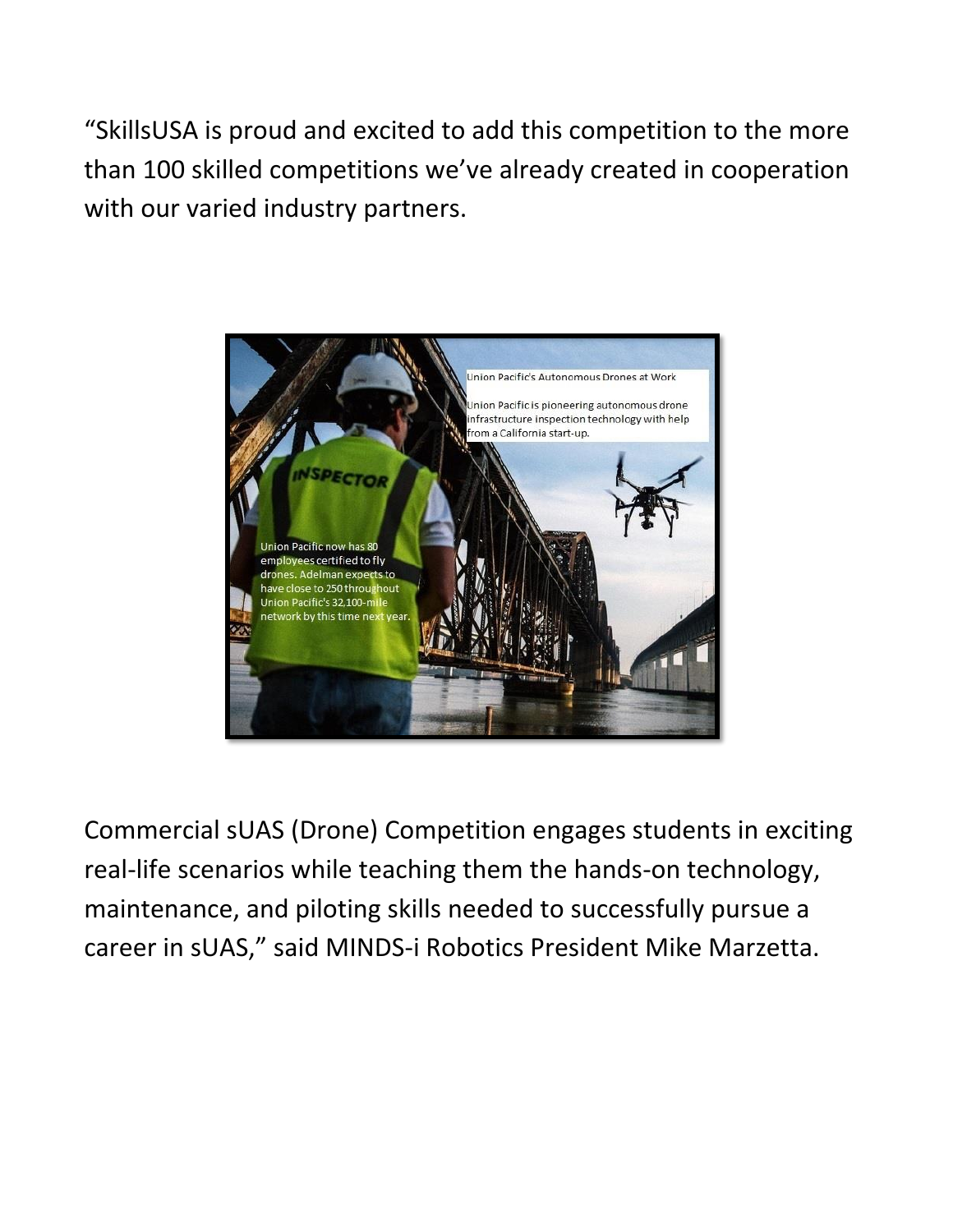"SkillsUSA is proud and excited to add this competition to the more than 100 skilled competitions we've already created in cooperation with our varied industry partners.

Union Pacific's Autonomous Drones at Work

Union Pacific is pioneering autonomous drone infrastructure inspection technology with help from a California start-up.

Union Pacific now has 80 employees certified to fly drones. Adelman expects to have close to 250 throughout Union Pacific's 32,100-mile network by this time next year.

Commercial sUAS (Drone) Competition engages students in exciting real-life scenarios while teaching them the hands-on technology, maintenance, and piloting skills needed to successfully pursue a career in sUAS," said MINDS-i Robotics President Mike Marzetta.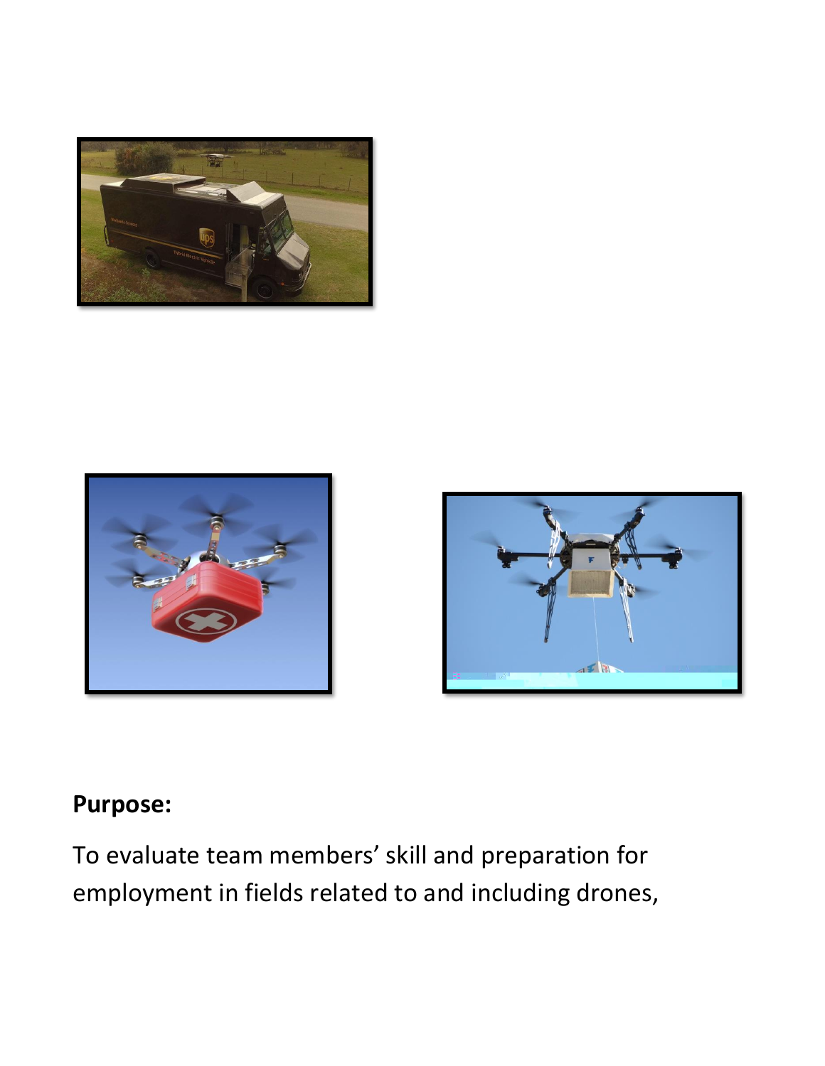## Purpose:

To evaluate team members' skill and preparation for employment in fields related to and including drones,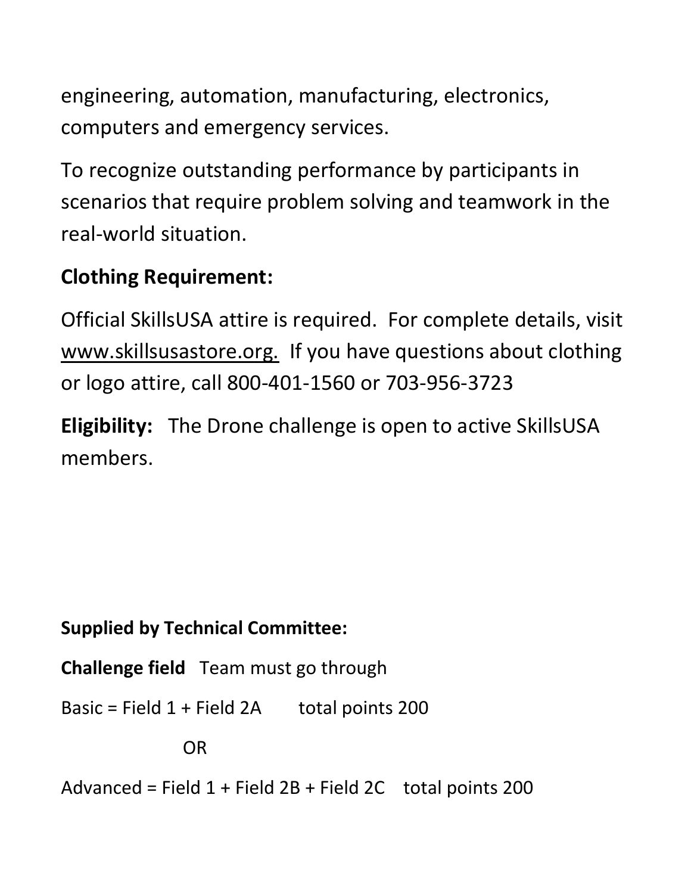engineering, automation, manufacturing, electronics, computers and emergency services.

To recognize outstanding performance by participants in scenarios that require problem solving and teamwork in the real-world situation.

**Clothing Requirement:**

Official SkillsUSA attire is required. For complete details, visit www.skillsusastore.org. If you have questions about clothing or logo attire, call 800-401-1560 or 703-956-3723

**Eligibility:** The Drone challenge is open to active SkillsUSA members.

**Supplied by Technical Committee:**

**Challenge field** Team must go through

Basic = Field 1 + Field 2A total points 200

OR

Advanced = Field 1 + Field 2B + Field 2C total points 200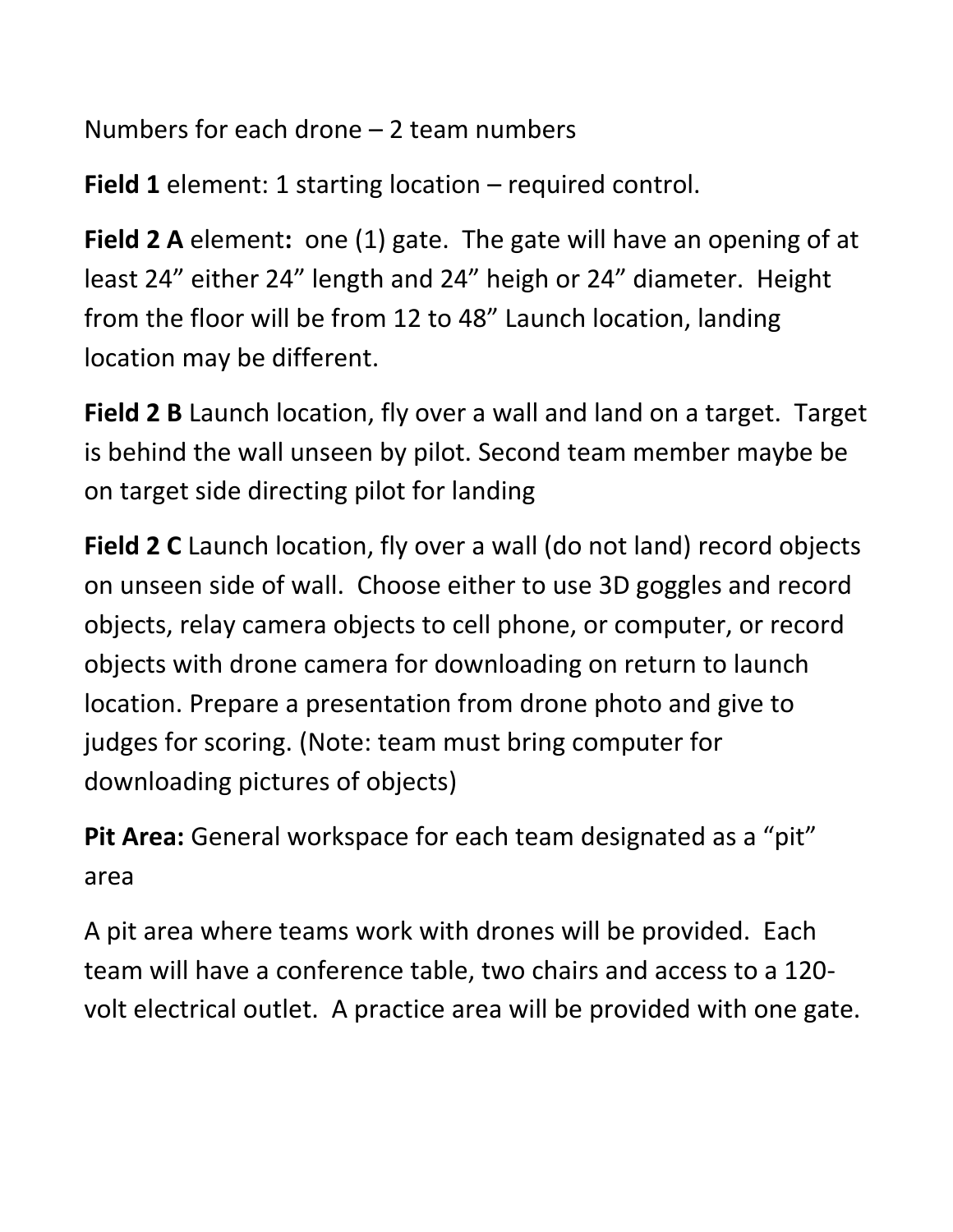Numbers for each drone – 2 team numbers

**Field 1** element: 1 starting location – required control.

**Field 2 A** element**:** one (1) gate. The gate will have an opening of at least 24" either 24" length and 24" heigh or 24" diameter. Height from the floor will be from 12 to 48" Launch location, landing location may be different.

**Field 2 B** Launch location, fly over a wall and land on a target. Target is behind the wall unseen by pilot. Second team member maybe be on target side directing pilot for landing

**Field 2 C** Launch location, fly over a wall (do not land) record objects on unseen side of wall. Choose either to use 3D goggles and record objects, relay camera objects to cell phone, or computer, or record objects with drone camera for downloading on return to launch location. Prepare a presentation from drone photo and give to judges for scoring. (Note: team must bring computer for downloading pictures of objects)

**Pit Area:** General workspace for each team designated as a "pit" area

A pit area where teams work with drones will be provided. Each team will have a conference table, two chairs and access to a 120-volt electrical outlet. A practice area will be provided with one gate.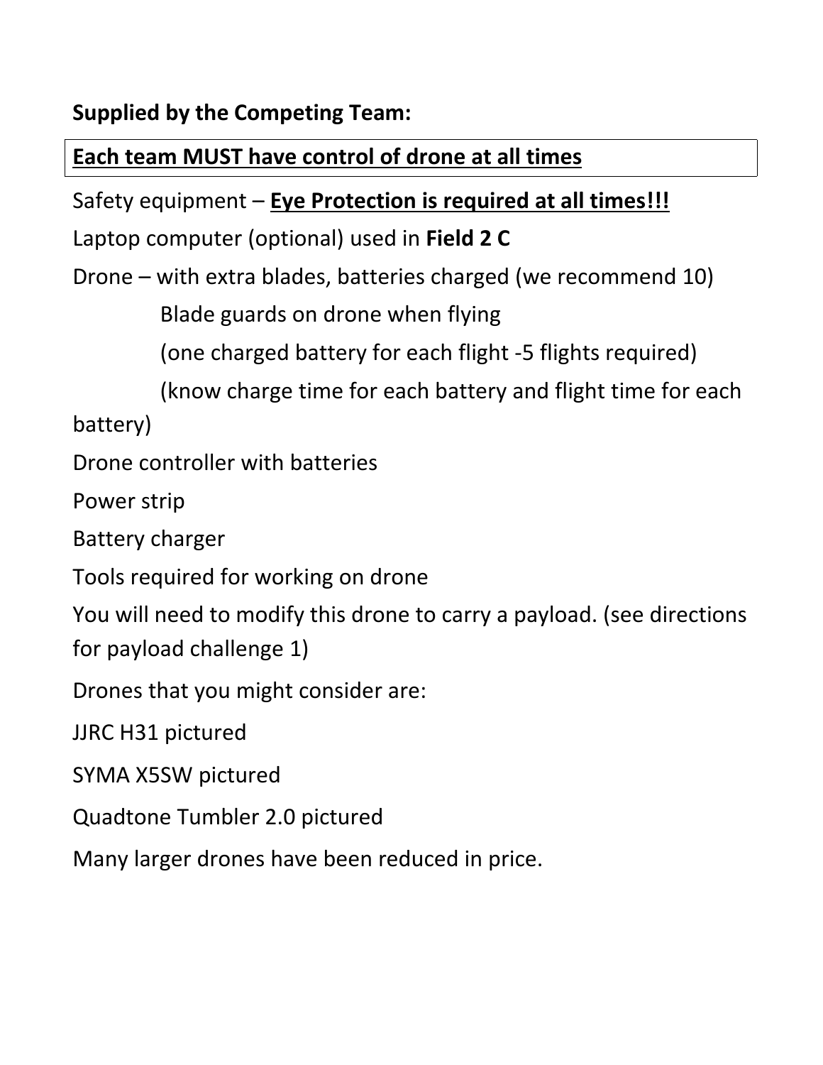**Supplied by the Competing Team:**

**Each team MUST have control of drone at all times**

Safety equipment – **Eye Protection is required at all times!!!**

Laptop computer (optional) used in **Field 2 C**

Drone – with extra blades, batteries charged (we recommend 10)

  Blade guards on drone when flying

  (one charged battery for each flight -5 flights required)

  (know charge time for each battery and flight time for each battery)

Drone controller with batteries

Power strip

Battery charger

Tools required for working on drone

You will need to modify this drone to carry a payload. (see directions for payload challenge 1)

Drones that you might consider are:

JJRC H31 pictured

SYMA X5SW pictured

Quadtone Tumbler 2.0 pictured

Many larger drones have been reduced in price.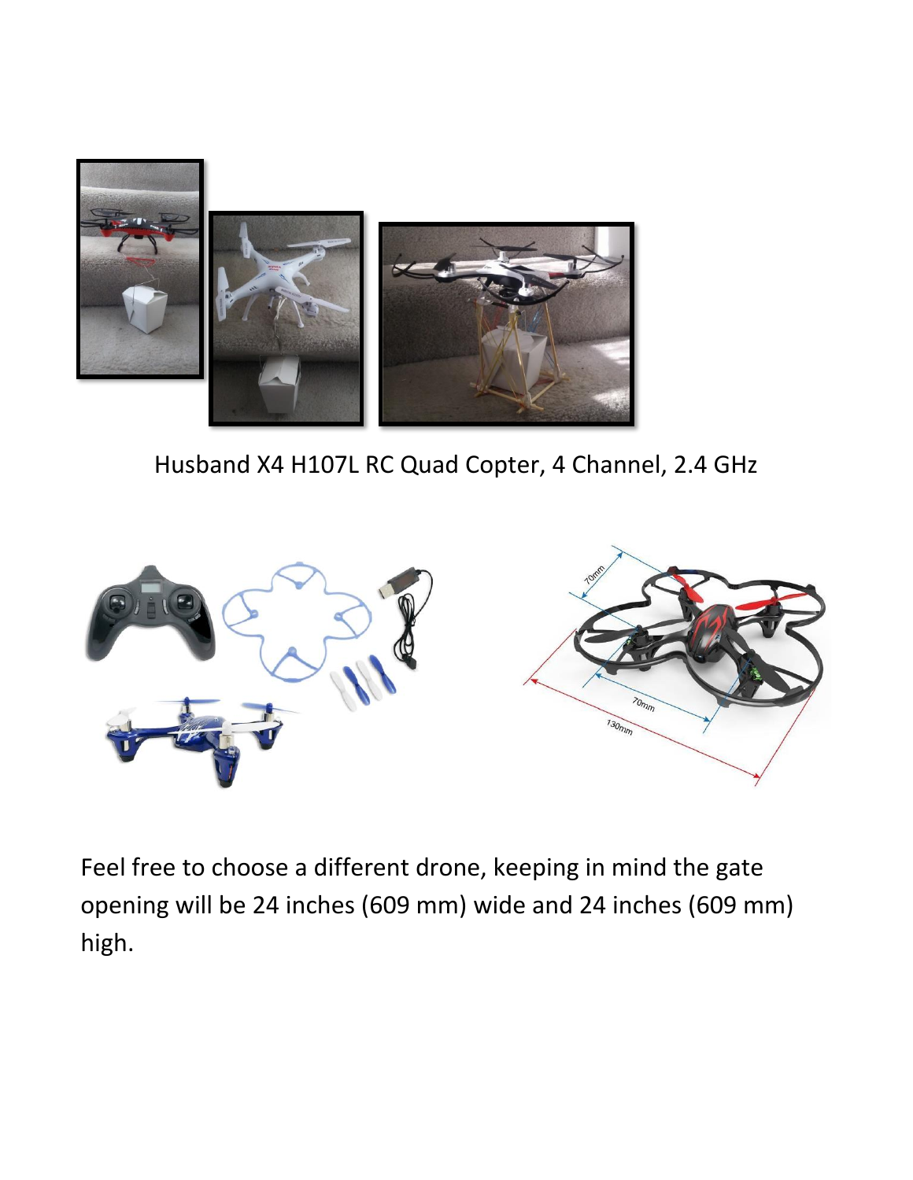Husband X4 H107L RC Quad Copter, 4 Channel, 2.4 GHz

Feel free to choose a different drone, keeping in mind the gate opening will be 24 inches (609 mm) wide and 24 inches (609 mm) high.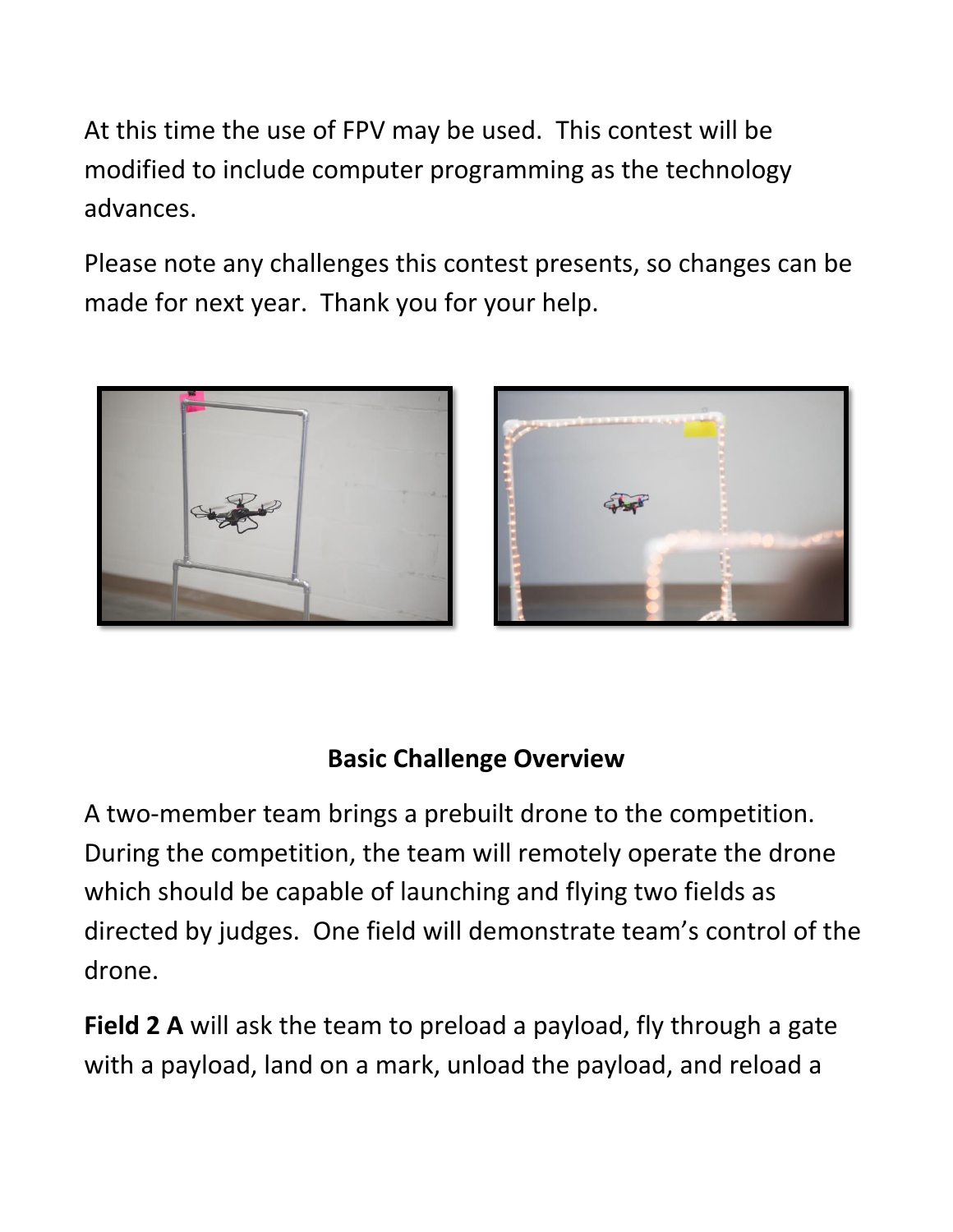At this time the use of FPV may be used. This contest will be modified to include computer programming as the technology advances.

Please note any challenges this contest presents, so changes can be made for next year. Thank you for your help.

## Basic Challenge Overview

A two-member team brings a prebuilt drone to the competition. During the competition, the team will remotely operate the drone which should be capable of launching and flying two fields as directed by judges. One field will demonstrate team's control of the drone.

**Field 2 A** will ask the team to preload a payload, fly through a gate with a payload, land on a mark, unload the payload, and reload a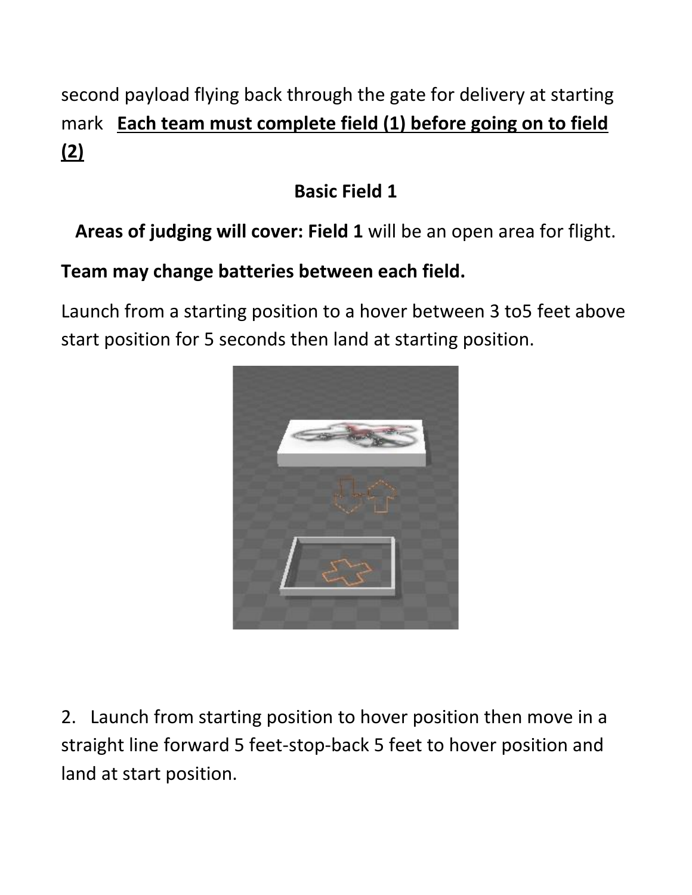second payload flying back through the gate for delivery at starting mark   **<u>Each team must complete field (1) before going on to field (2)</u>**

## Basic Field 1

**Areas of judging will cover: Field 1** will be an open area for flight.

**Team may change batteries between each field.**

Launch from a starting position to a hover between 3 to5 feet above start position for 5 seconds then land at starting position.

2. Launch from starting position to hover position then move in a straight line forward 5 feet-stop-back 5 feet to hover position and land at start position.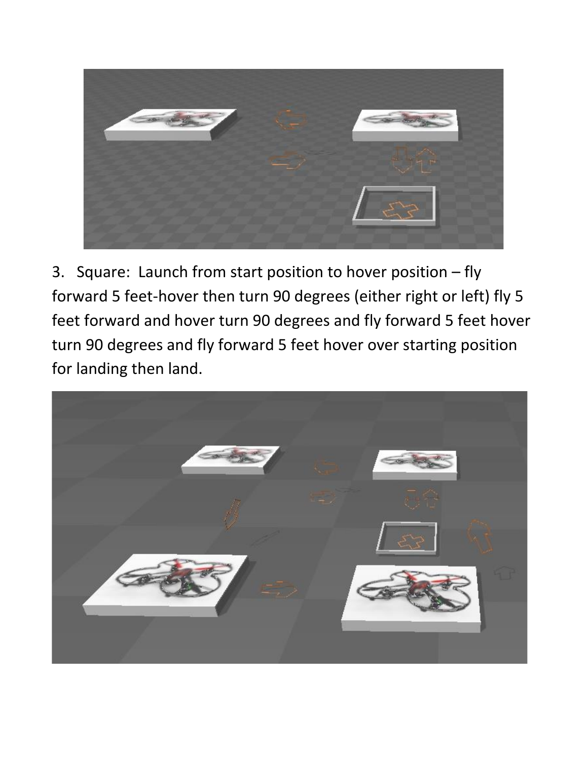3. Square: Launch from start position to hover position – fly forward 5 feet-hover then turn 90 degrees (either right or left) fly 5 feet forward and hover turn 90 degrees and fly forward 5 feet hover turn 90 degrees and fly forward 5 feet hover over starting position for landing then land.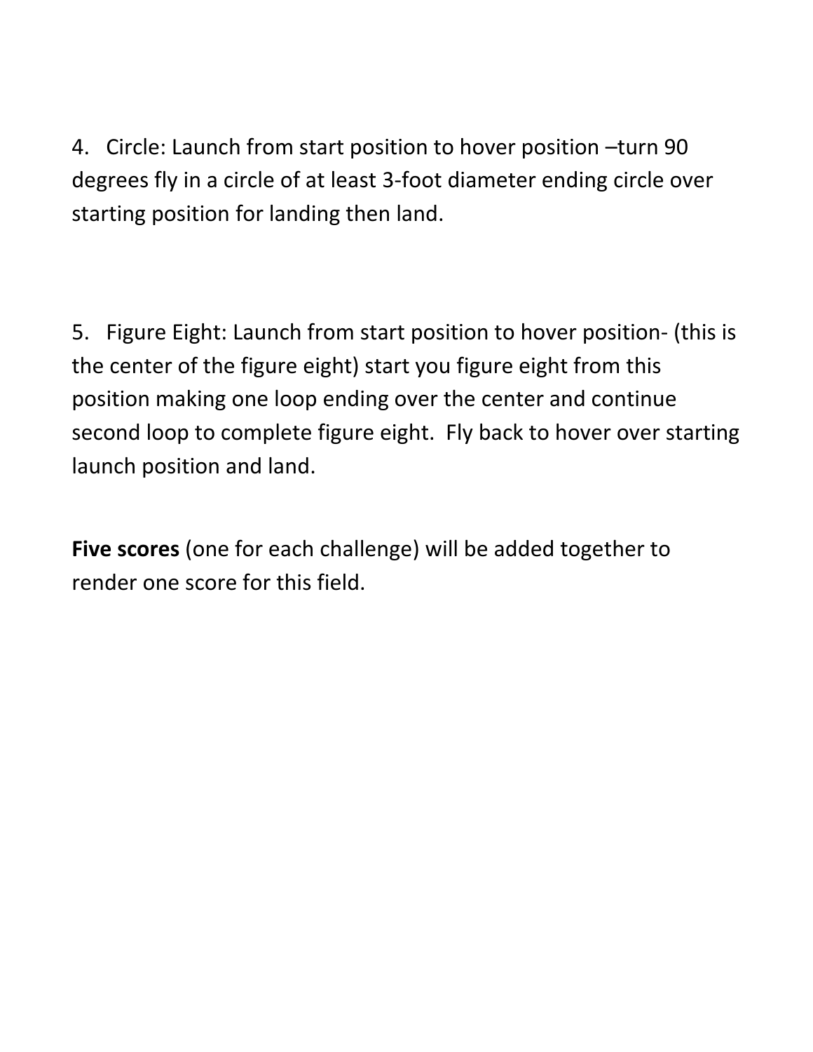4. Circle: Launch from start position to hover position –turn 90 degrees fly in a circle of at least 3-foot diameter ending circle over starting position for landing then land.

5. Figure Eight: Launch from start position to hover position- (this is the center of the figure eight) start you figure eight from this position making one loop ending over the center and continue second loop to complete figure eight. Fly back to hover over starting launch position and land.

**Five scores** (one for each challenge) will be added together to render one score for this field.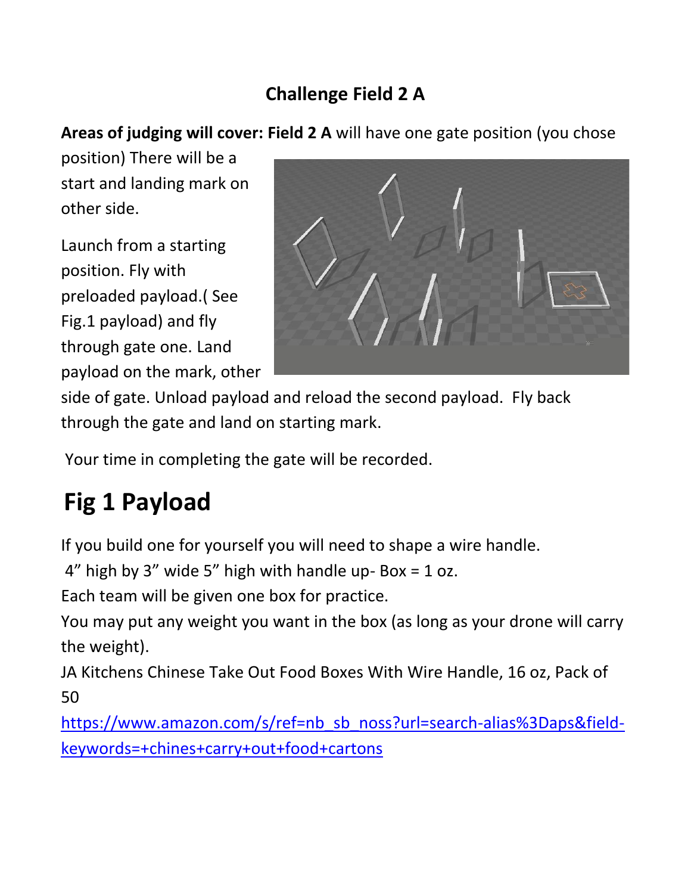## Challenge Field 2 A

**Areas of judging will cover: Field 2 A** will have one gate position (you chose position) There will be a start and landing mark on other side.

Launch from a starting position. Fly with preloaded payload.( See Fig.1 payload) and fly through gate one. Land payload on the mark, other side of gate. Unload payload and reload the second payload. Fly back through the gate and land on starting mark.

Your time in completing the gate will be recorded.

# Fig 1 Payload

If you build one for yourself you will need to shape a wire handle.

4" high by 3" wide 5" high with handle up- Box = 1 oz.

Each team will be given one box for practice.

You may put any weight you want in the box (as long as your drone will carry the weight).

JA Kitchens Chinese Take Out Food Boxes With Wire Handle, 16 oz, Pack of 50

https://www.amazon.com/s/ref=nb_sb_noss?url=search-alias%3Daps&field-keywords=+chines+carry+out+food+cartons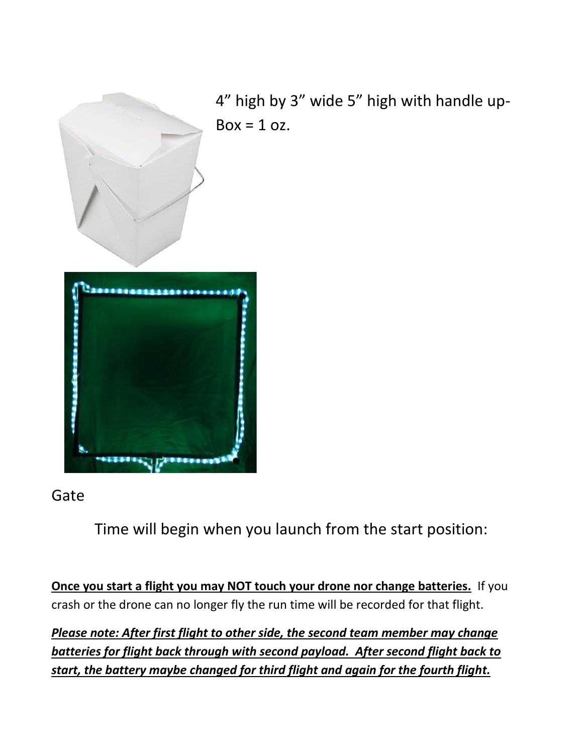4" high by 3" wide 5" high with handle up- Box = 1 oz.

Gate

Time will begin when you launch from the start position:

**Once you start a flight you may NOT touch your drone nor change batteries.** If you crash or the drone can no longer fly the run time will be recorded for that flight.

***Please note: After first flight to other side, the second team member may change batteries for flight back through with second payload. After second flight back to start, the battery maybe changed for third flight and again for the fourth flight.***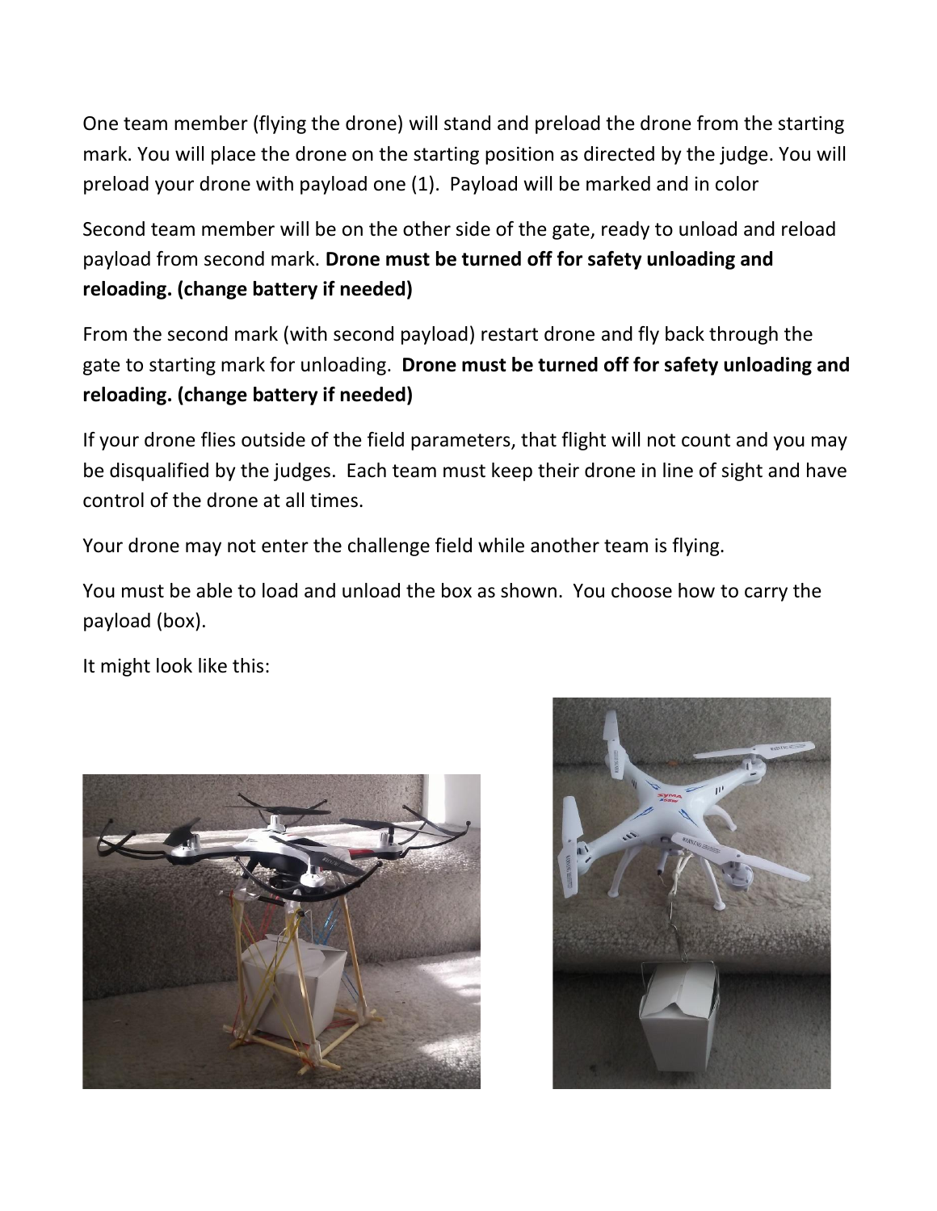One team member (flying the drone) will stand and preload the drone from the starting mark. You will place the drone on the starting position as directed by the judge. You will preload your drone with payload one (1). Payload will be marked and in color

Second team member will be on the other side of the gate, ready to unload and reload payload from second mark. **Drone must be turned off for safety unloading and reloading. (change battery if needed)**

From the second mark (with second payload) restart drone and fly back through the gate to starting mark for unloading. **Drone must be turned off for safety unloading and reloading. (change battery if needed)**

If your drone flies outside of the field parameters, that flight will not count and you may be disqualified by the judges. Each team must keep their drone in line of sight and have control of the drone at all times.

Your drone may not enter the challenge field while another team is flying.

You must be able to load and unload the box as shown. You choose how to carry the payload (box).

It might look like this: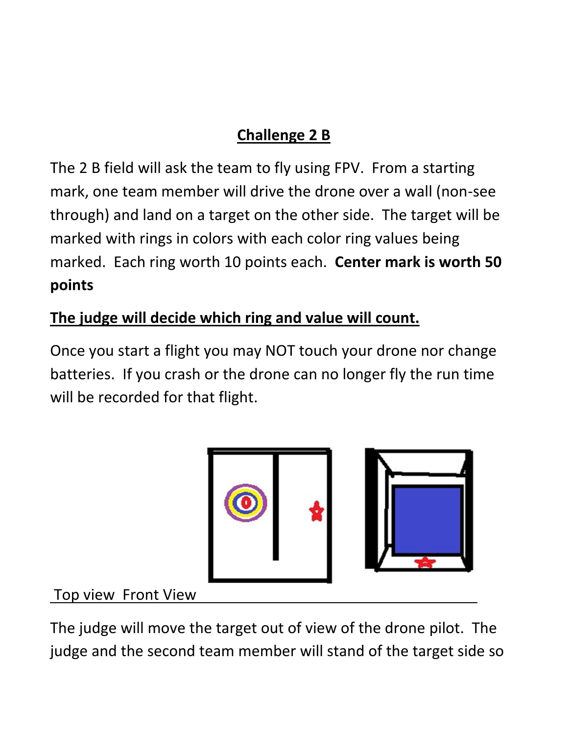## Challenge 2 B

The 2 B field will ask the team to fly using FPV. From a starting mark, one team member will drive the drone over a wall (non-see through) and land on a target on the other side. The target will be marked with rings in colors with each color ring values being marked. Each ring worth 10 points each. **Center mark is worth 50 points**

**The judge will decide which ring and value will count.**

Once you start a flight you may NOT touch your drone nor change batteries. If you crash or the drone can no longer fly the run time will be recorded for that flight.

Top view Front View

The judge will move the target out of view of the drone pilot. The judge and the second team member will stand of the target side so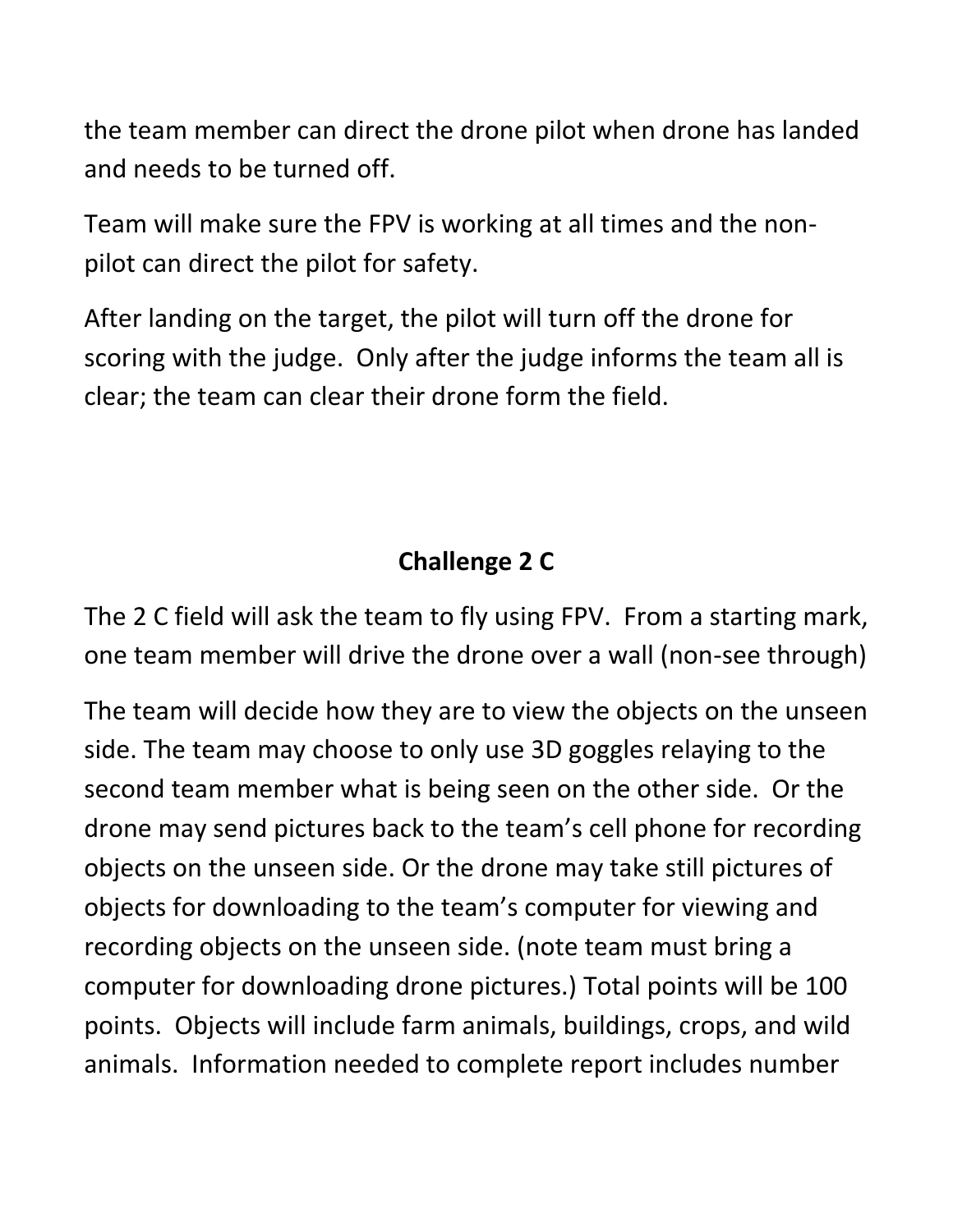the team member can direct the drone pilot when drone has landed and needs to be turned off.

Team will make sure the FPV is working at all times and the non-pilot can direct the pilot for safety.

After landing on the target, the pilot will turn off the drone for scoring with the judge. Only after the judge informs the team all is clear; the team can clear their drone form the field.

## Challenge 2 C

The 2 C field will ask the team to fly using FPV. From a starting mark, one team member will drive the drone over a wall (non-see through)

The team will decide how they are to view the objects on the unseen side. The team may choose to only use 3D goggles relaying to the second team member what is being seen on the other side. Or the drone may send pictures back to the team's cell phone for recording objects on the unseen side. Or the drone may take still pictures of objects for downloading to the team's computer for viewing and recording objects on the unseen side. (note team must bring a computer for downloading drone pictures.) Total points will be 100 points. Objects will include farm animals, buildings, crops, and wild animals. Information needed to complete report includes number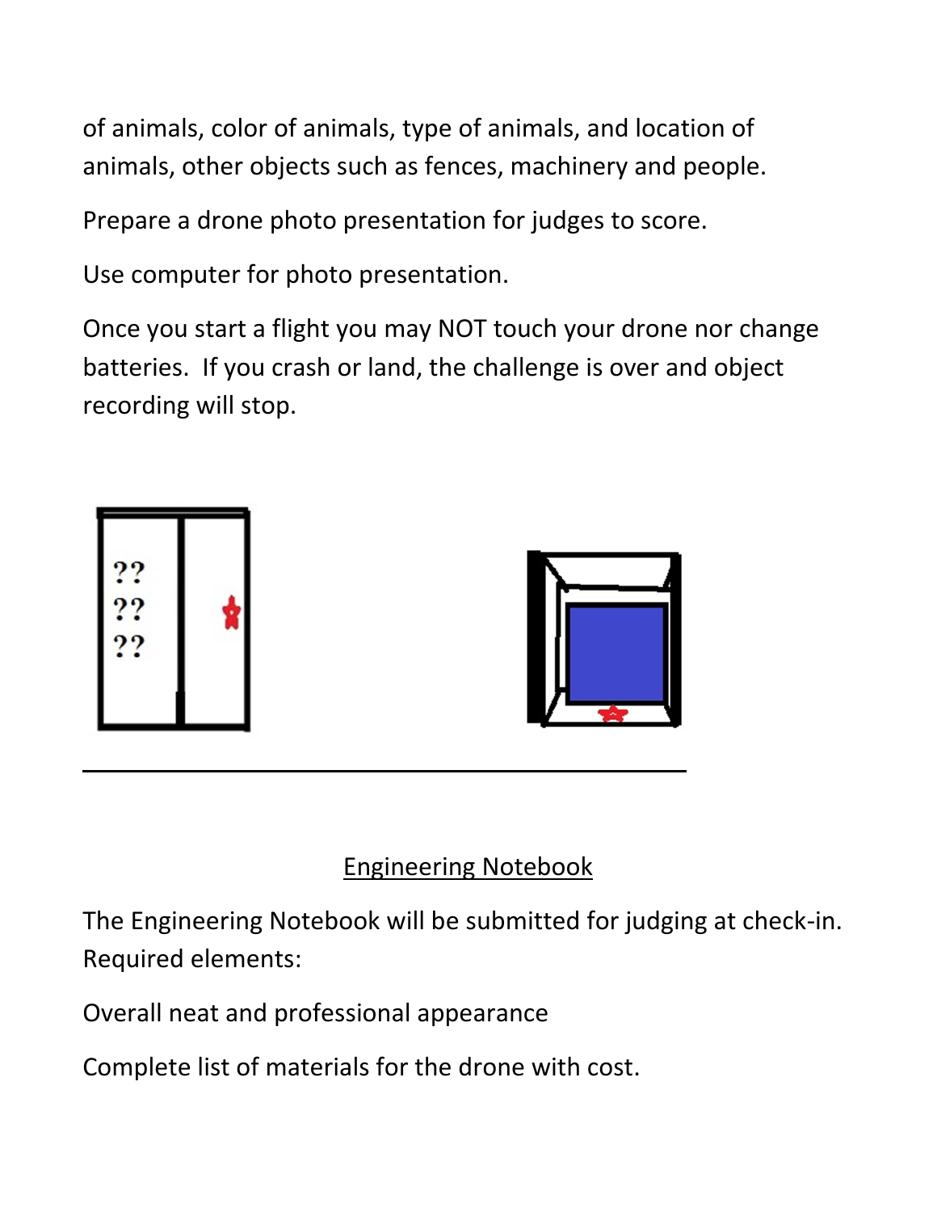of animals, color of animals, type of animals, and location of animals, other objects such as fences, machinery and people.

Prepare a drone photo presentation for judges to score.

Use computer for photo presentation.

Once you start a flight you may NOT touch your drone nor change batteries. If you crash or land, the challenge is over and object recording will stop.

---

<u>Engineering Notebook</u>

The Engineering Notebook will be submitted for judging at check-in. Required elements:

Overall neat and professional appearance

Complete list of materials for the drone with cost.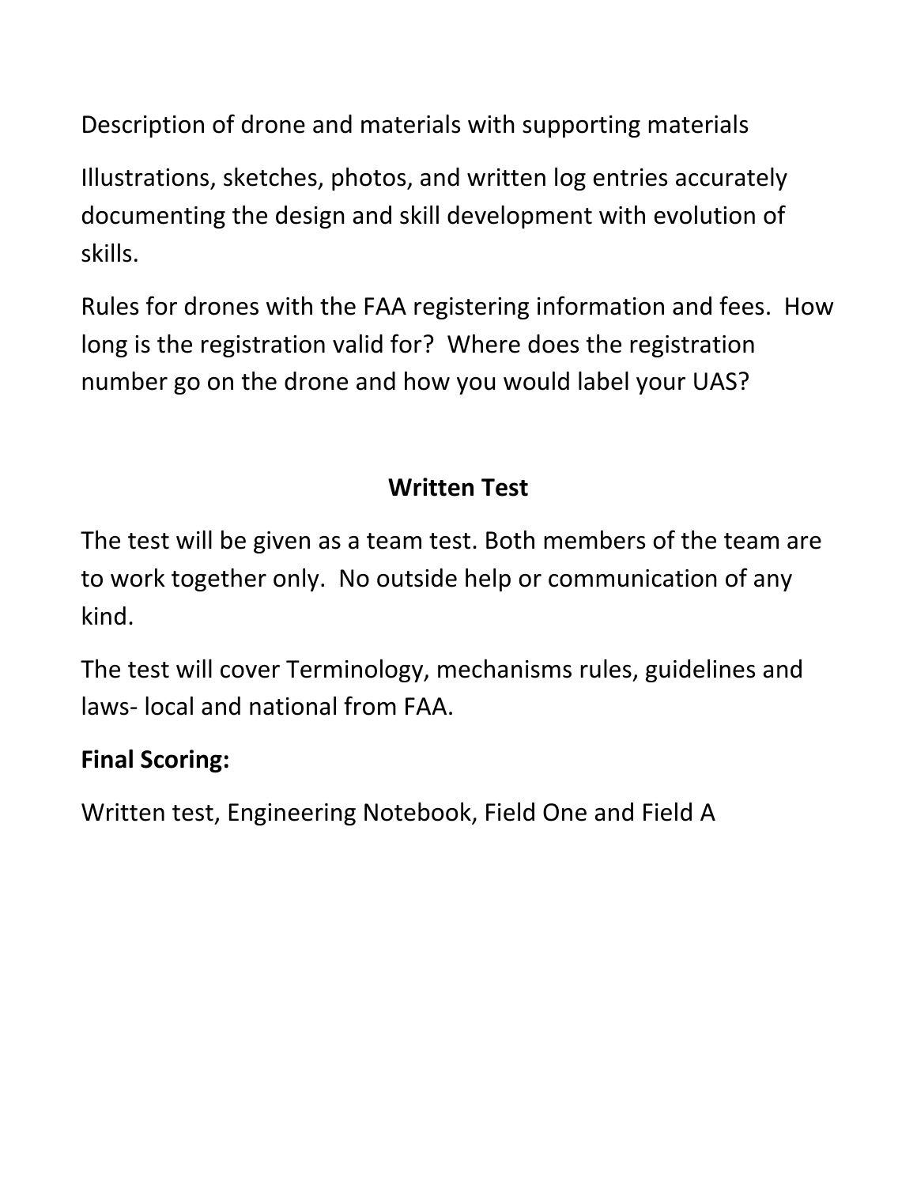Description of drone and materials with supporting materials

Illustrations, sketches, photos, and written log entries accurately documenting the design and skill development with evolution of skills.

Rules for drones with the FAA registering information and fees. How long is the registration valid for? Where does the registration number go on the drone and how you would label your UAS?

## Written Test

The test will be given as a team test. Both members of the team are to work together only. No outside help or communication of any kind.

The test will cover Terminology, mechanisms rules, guidelines and laws- local and national from FAA.

**Final Scoring:**

Written test, Engineering Notebook, Field One and Field A